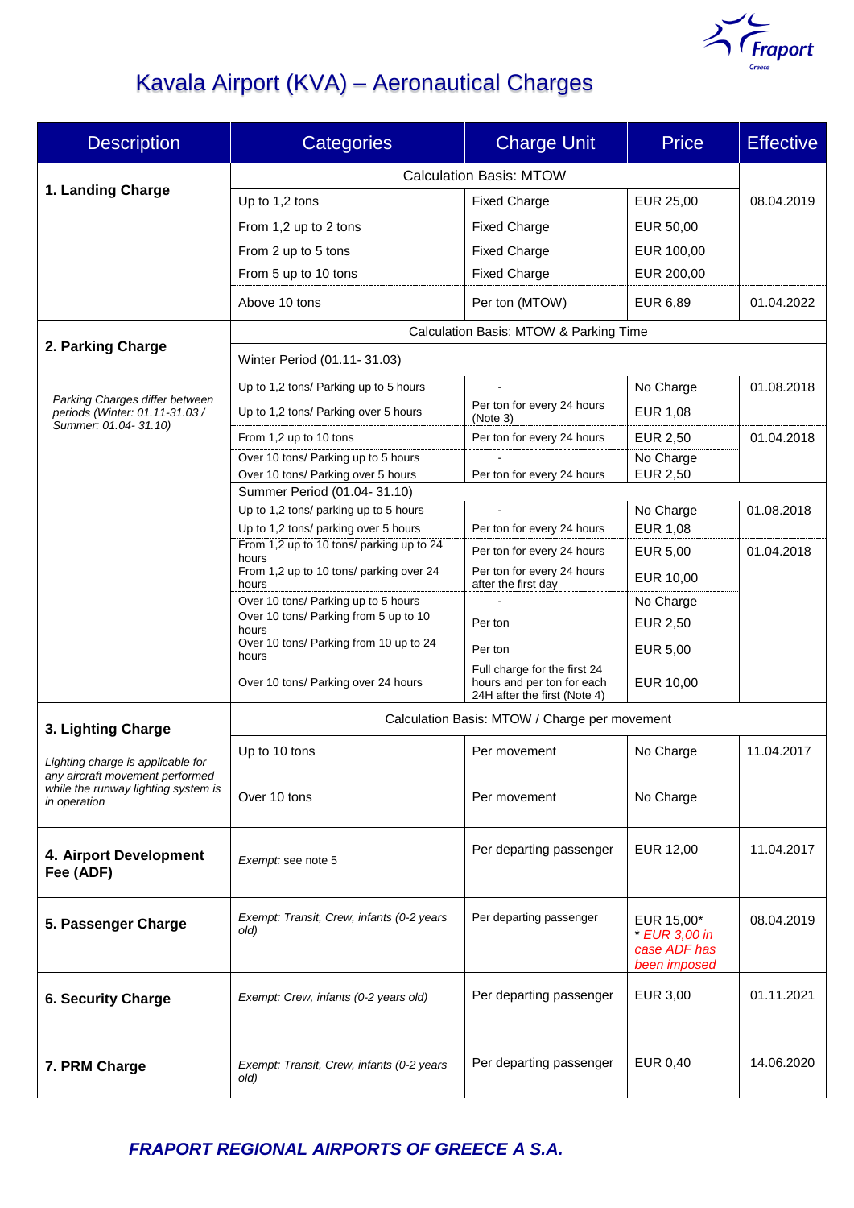# Kavala Airport (KVA) – Aeronautical Charges

| Description | Categories | Charge Unit | Price | Effective |
|---|---|---|---|---|
| **1. Landing Charge** | Calculation Basis: MTOW | | | |
| | Up to 1,2 tons | Fixed Charge | EUR 25,00 | 08.04.2019 |
| | From 1,2 up to 2 tons | Fixed Charge | EUR 50,00 | |
| | From 2 up to 5 tons | Fixed Charge | EUR 100,00 | |
| | From 5 up to 10 tons | Fixed Charge | EUR 200,00 | |
| | Above 10 tons | Per ton (MTOW) | EUR 6,89 | 01.04.2022 |
| **2. Parking Charge**<br>*Parking Charges differ between periods (Winter: 01.11-31.03 / Summer: 01.04- 31.10)* | Calculation Basis: MTOW & Parking Time | | | |
| | Winter Period (01.11- 31.03) | | | |
| | Up to 1,2 tons/ Parking up to 5 hours | - | No Charge | 01.08.2018 |
| | Up to 1,2 tons/ Parking over 5 hours | Per ton for every 24 hours (Note 3) | EUR 1,08 | |
| | From 1,2 up to 10 tons | Per ton for every 24 hours | EUR 2,50 | 01.04.2018 |
| | Over 10 tons/ Parking up to 5 hours | - | No Charge | |
| | Over 10 tons/ Parking over 5 hours | Per ton for every 24 hours | EUR 2,50 | |
| | Summer Period (01.04- 31.10) | | | |
| | Up to 1,2 tons/ parking up to 5 hours | - | No Charge | 01.08.2018 |
| | Up to 1,2 tons/ parking over 5 hours | Per ton for every 24 hours | EUR 1,08 | |
| | From 1,2 up to 10 tons/ parking up to 24 hours | Per ton for every 24 hours | EUR 5,00 | 01.04.2018 |
| | From 1,2 up to 10 tons/ parking over 24 hours | Per ton for every 24 hours after the first day | EUR 10,00 | |
| | Over 10 tons/ Parking up to 5 hours | - | No Charge | |
| | Over 10 tons/ Parking from 5 up to 10 hours | Per ton | EUR 2,50 | |
| | Over 10 tons/ Parking from 10 up to 24 hours | Per ton | EUR 5,00 | |
| | Over 10 tons/ Parking over 24 hours | Full charge for the first 24 hours and per ton for each 24H after the first (Note 4) | EUR 10,00 | |
| **3. Lighting Charge**<br>*Lighting charge is applicable for any aircraft movement performed while the runway lighting system is in operation* | Calculation Basis: MTOW / Charge per movement | | | |
| | Up to 10 tons | Per movement | No Charge | 11.04.2017 |
| | Over 10 tons | Per movement | No Charge | |
| **4. Airport Development Fee (ADF)** | *Exempt:* see note 5 | Per departing passenger | EUR 12,00 | 11.04.2017 |
| **5. Passenger Charge** | *Exempt: Transit, Crew, infants (0-2 years old)* | Per departing passenger | EUR 15,00*<br>*\* EUR 3,00 in case ADF has been imposed* | 08.04.2019 |
| **6. Security Charge** | *Exempt: Crew, infants (0-2 years old)* | Per departing passenger | EUR 3,00 | 01.11.2021 |
| **7. PRM Charge** | *Exempt: Transit, Crew, infants (0-2 years old)* | Per departing passenger | EUR 0,40 | 14.06.2020 |

***FRAPORT REGIONAL AIRPORTS OF GREECE A S.A.***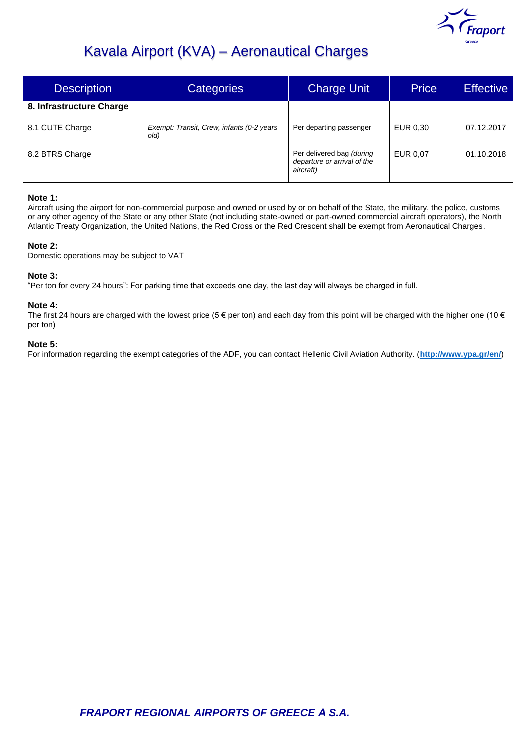# Kavala Airport (KVA) – Aeronautical Charges

| Description | Categories | Charge Unit | Price | Effective |
|---|---|---|---|---|
| **8. Infrastructure Charge** | | | | |
| 8.1 CUTE Charge | *Exempt: Transit, Crew, infants (0-2 years old)* | Per departing passenger | EUR 0,30 | 07.12.2017 |
| 8.2 BTRS Charge | | Per delivered bag *(during departure or arrival of the aircraft)* | EUR 0,07 | 01.10.2018 |

**Note 1:**
Aircraft using the airport for non-commercial purpose and owned or used by or on behalf of the State, the military, the police, customs or any other agency of the State or any other State (not including state-owned or part-owned commercial aircraft operators), the North Atlantic Treaty Organization, the United Nations, the Red Cross or the Red Crescent shall be exempt from Aeronautical Charges.

**Note 2:**
Domestic operations may be subject to VAT

**Note 3:**
"Per ton for every 24 hours": For parking time that exceeds one day, the last day will always be charged in full.

**Note 4:**
The first 24 hours are charged with the lowest price (5 € per ton) and each day from this point will be charged with the higher one (10 € per ton)

**Note 5:**
For information regarding the exempt categories of the ADF, you can contact Hellenic Civil Aviation Authority. (**http://www.ypa.gr/en/**)

***FRAPORT REGIONAL AIRPORTS OF GREECE A S.A.***